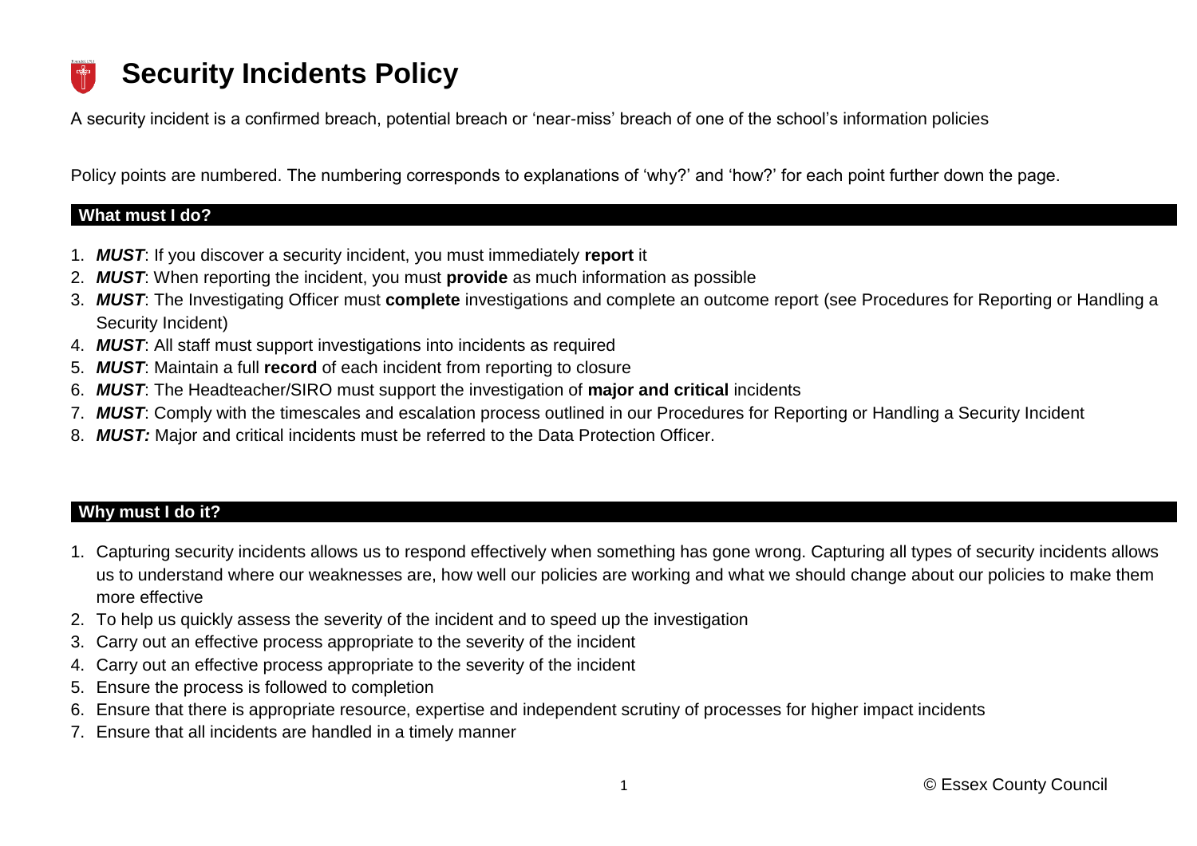# Security Incidents Policy

A security incident is a confirmed breach, potential breach or 'near-miss' breach of one of the school's information policies

Policy points are numbered. The numbering corresponds to explanations of 'why?' and 'how?' for each point further down the page.

## What must I do?

1. ***MUST***: If you discover a security incident, you must immediately **report** it
2. ***MUST***: When reporting the incident, you must **provide** as much information as possible
3. ***MUST***: The Investigating Officer must **complete** investigations and complete an outcome report (see Procedures for Reporting or Handling a Security Incident)
4. ***MUST***: All staff must support investigations into incidents as required
5. ***MUST***: Maintain a full **record** of each incident from reporting to closure
6. ***MUST***: The Headteacher/SIRO must support the investigation of **major and critical** incidents
7. ***MUST***: Comply with the timescales and escalation process outlined in our Procedures for Reporting or Handling a Security Incident
8. ***MUST:*** Major and critical incidents must be referred to the Data Protection Officer.

## Why must I do it?

1. Capturing security incidents allows us to respond effectively when something has gone wrong. Capturing all types of security incidents allows us to understand where our weaknesses are, how well our policies are working and what we should change about our policies to make them more effective
2. To help us quickly assess the severity of the incident and to speed up the investigation
3. Carry out an effective process appropriate to the severity of the incident
4. Carry out an effective process appropriate to the severity of the incident
5. Ensure the process is followed to completion
6. Ensure that there is appropriate resource, expertise and independent scrutiny of processes for higher impact incidents
7. Ensure that all incidents are handled in a timely manner

© Essex County Council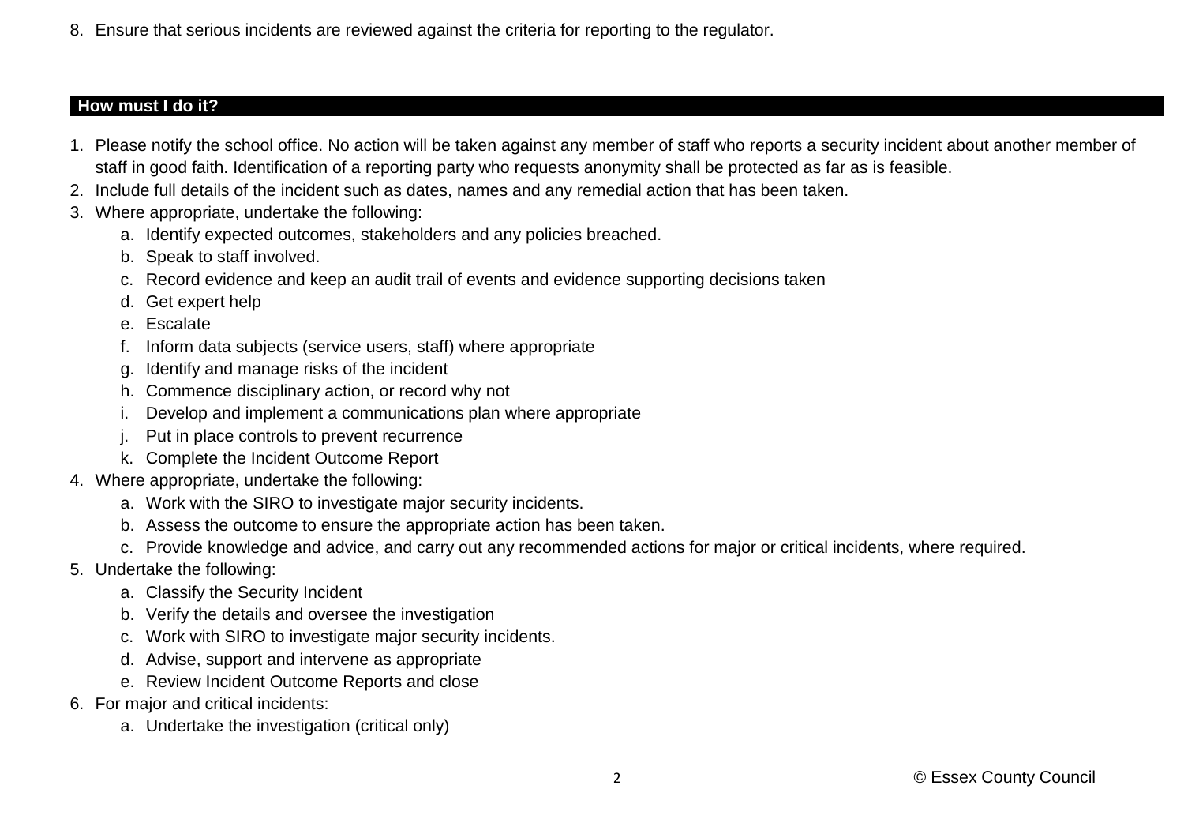8. Ensure that serious incidents are reviewed against the criteria for reporting to the regulator.

## How must I do it?

1. Please notify the school office. No action will be taken against any member of staff who reports a security incident about another member of staff in good faith. Identification of a reporting party who requests anonymity shall be protected as far as is feasible.
2. Include full details of the incident such as dates, names and any remedial action that has been taken.
3. Where appropriate, undertake the following:
   a. Identify expected outcomes, stakeholders and any policies breached.
   b. Speak to staff involved.
   c. Record evidence and keep an audit trail of events and evidence supporting decisions taken
   d. Get expert help
   e. Escalate
   f. Inform data subjects (service users, staff) where appropriate
   g. Identify and manage risks of the incident
   h. Commence disciplinary action, or record why not
   i. Develop and implement a communications plan where appropriate
   j. Put in place controls to prevent recurrence
   k. Complete the Incident Outcome Report
4. Where appropriate, undertake the following:
   a. Work with the SIRO to investigate major security incidents.
   b. Assess the outcome to ensure the appropriate action has been taken.
   c. Provide knowledge and advice, and carry out any recommended actions for major or critical incidents, where required.
5. Undertake the following:
   a. Classify the Security Incident
   b. Verify the details and oversee the investigation
   c. Work with SIRO to investigate major security incidents.
   d. Advise, support and intervene as appropriate
   e. Review Incident Outcome Reports and close
6. For major and critical incidents:
   a. Undertake the investigation (critical only)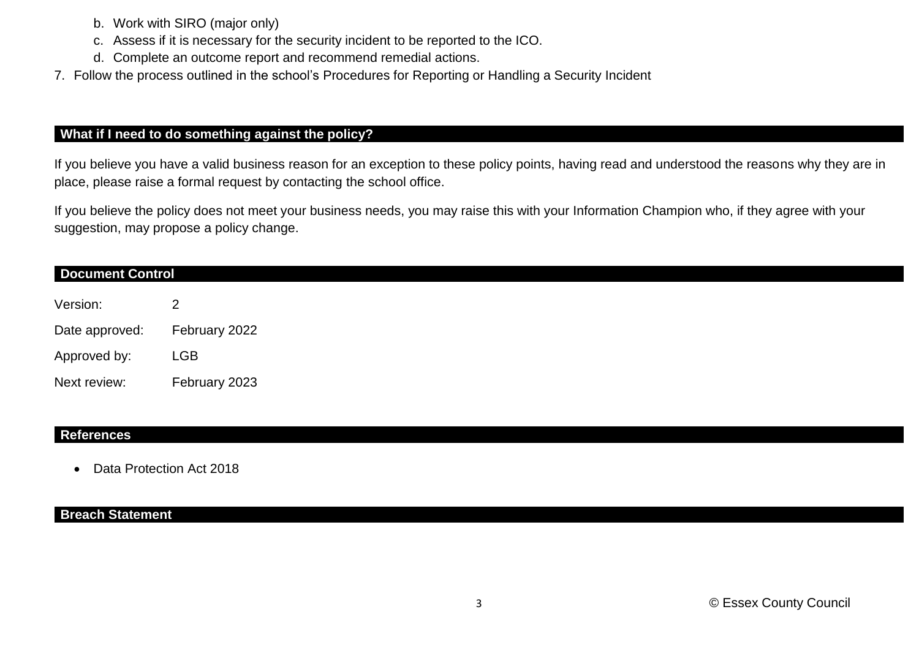b. Work with SIRO (major only)
   c. Assess if it is necessary for the security incident to be reported to the ICO.
   d. Complete an outcome report and recommend remedial actions.
7. Follow the process outlined in the school's Procedures for Reporting or Handling a Security Incident

## What if I need to do something against the policy?

If you believe you have a valid business reason for an exception to these policy points, having read and understood the reasons why they are in place, please raise a formal request by contacting the school office.

If you believe the policy does not meet your business needs, you may raise this with your Information Champion who, if they agree with your suggestion, may propose a policy change.

## Document Control

| | |
|---|---|
| Version: | 2 |
| Date approved: | February 2022 |
| Approved by: | LGB |
| Next review: | February 2023 |

## References

- Data Protection Act 2018

## Breach Statement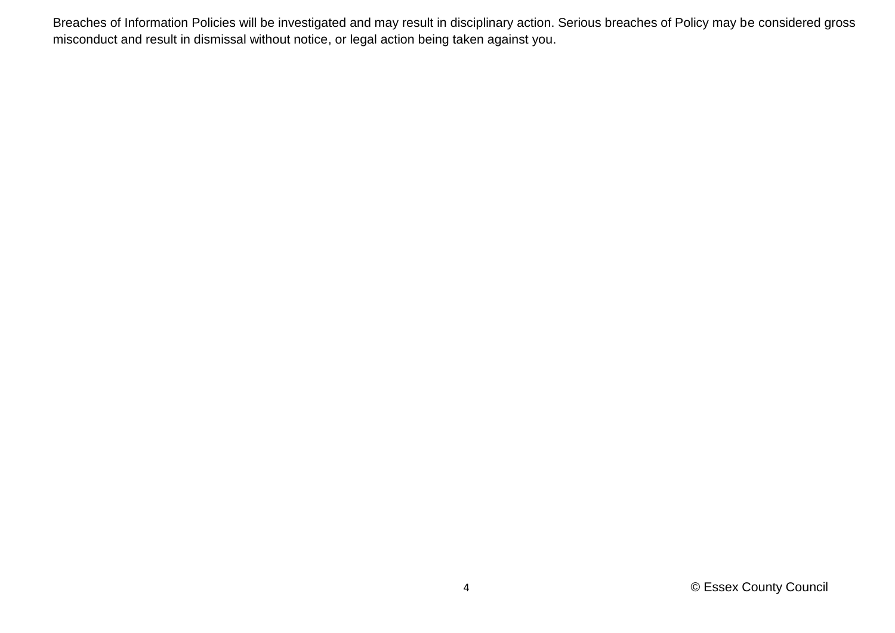Breaches of Information Policies will be investigated and may result in disciplinary action. Serious breaches of Policy may be considered gross misconduct and result in dismissal without notice, or legal action being taken against you.